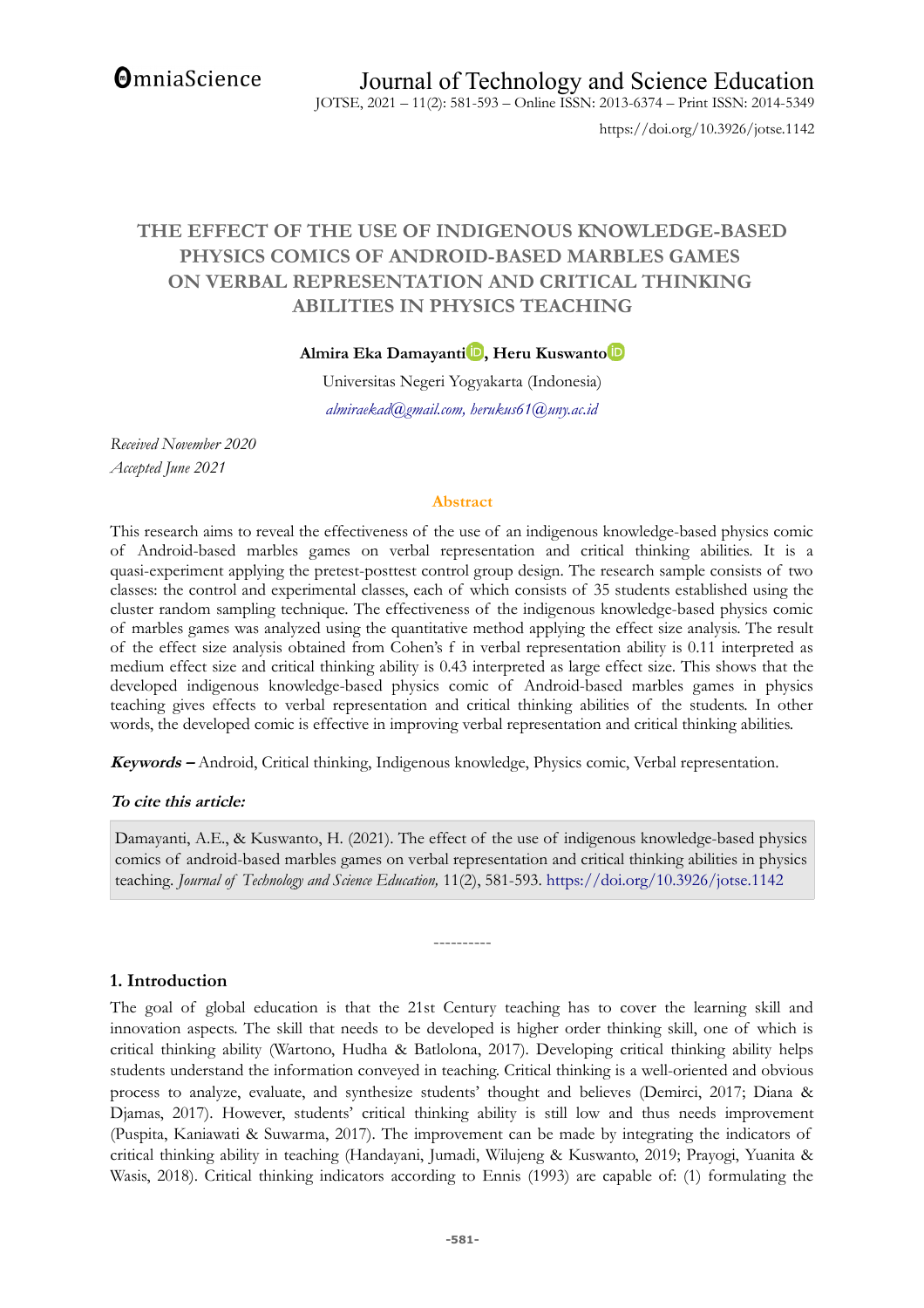# THE EFFECT OF THE USE OF INDIGENOUS KNOWLEDGE-BASED PHYSICS COMICS OF ANDROID-BASED MARBLES GAMES ON VERBAL REPRESENTATION AND CRITICAL THINKING ABILITIES IN PHYSICS TEACHING

**Almira Eka Damayanti, Heru Kuswanto**

Universitas Negeri Yogyakarta (Indonesia)

*almiraekad@gmail.com, herukus61@uny.ac.id*

*Received November 2020*
*Accepted June 2021*

## Abstract

This research aims to reveal the effectiveness of the use of an indigenous knowledge-based physics comic of Android-based marbles games on verbal representation and critical thinking abilities. It is a quasi-experiment applying the pretest-posttest control group design. The research sample consists of two classes: the control and experimental classes, each of which consists of 35 students established using the cluster random sampling technique. The effectiveness of the indigenous knowledge-based physics comic of marbles games was analyzed using the quantitative method applying the effect size analysis. The result of the effect size analysis obtained from Cohen's f in verbal representation ability is 0.11 interpreted as medium effect size and critical thinking ability is 0.43 interpreted as large effect size. This shows that the developed indigenous knowledge-based physics comic of Android-based marbles games in physics teaching gives effects to verbal representation and critical thinking abilities of the students. In other words, the developed comic is effective in improving verbal representation and critical thinking abilities.

***Keywords –*** Android, Critical thinking, Indigenous knowledge, Physics comic, Verbal representation.

***To cite this article:***

Damayanti, A.E., & Kuswanto, H. (2021). The effect of the use of indigenous knowledge-based physics comics of android-based marbles games on verbal representation and critical thinking abilities in physics teaching. *Journal of Technology and Science Education,* 11(2), 581-593. https://doi.org/10.3926/jotse.1142

----------

## 1. Introduction

The goal of global education is that the 21st Century teaching has to cover the learning skill and innovation aspects. The skill that needs to be developed is higher order thinking skill, one of which is critical thinking ability (Wartono, Hudha & Batlolona, 2017). Developing critical thinking ability helps students understand the information conveyed in teaching. Critical thinking is a well-oriented and obvious process to analyze, evaluate, and synthesize students' thought and believes (Demirci, 2017; Diana & Djamas, 2017). However, students' critical thinking ability is still low and thus needs improvement (Puspita, Kaniawati & Suwarma, 2017). The improvement can be made by integrating the indicators of critical thinking ability in teaching (Handayani, Jumadi, Wilujeng & Kuswanto, 2019; Prayogi, Yuanita & Wasis, 2018). Critical thinking indicators according to Ennis (1993) are capable of: (1) formulating the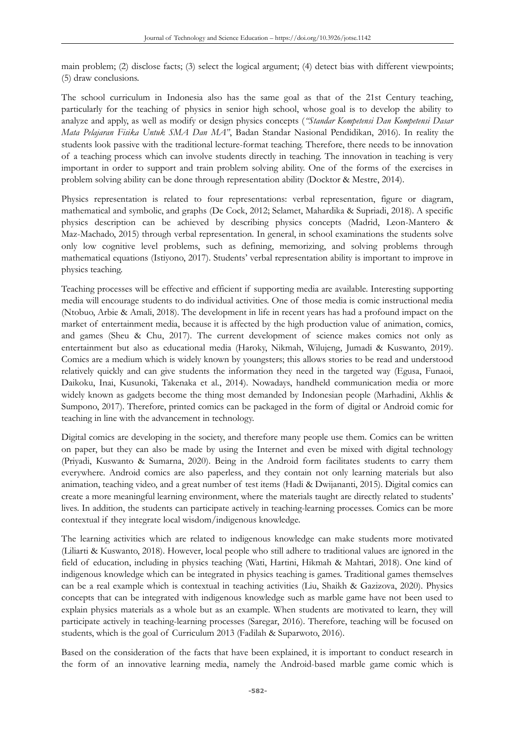main problem; (2) disclose facts; (3) select the logical argument; (4) detect bias with different viewpoints; (5) draw conclusions.

The school curriculum in Indonesia also has the same goal as that of the 21st Century teaching, particularly for the teaching of physics in senior high school, whose goal is to develop the ability to analyze and apply, as well as modify or design physics concepts (*"Standar Kompetensi Dan Kompetensi Dasar Mata Pelajaran Fisika Untuk SMA Dan MA"*, Badan Standar Nasional Pendidikan, 2016). In reality the students look passive with the traditional lecture-format teaching. Therefore, there needs to be innovation of a teaching process which can involve students directly in teaching. The innovation in teaching is very important in order to support and train problem solving ability. One of the forms of the exercises in problem solving ability can be done through representation ability (Docktor & Mestre, 2014).

Physics representation is related to four representations: verbal representation, figure or diagram, mathematical and symbolic, and graphs (De Cock, 2012; Selamet, Mahardika & Supriadi, 2018). A specific physics description can be achieved by describing physics concepts (Madrid, Leon-Mantero & Maz-Machado, 2015) through verbal representation. In general, in school examinations the students solve only low cognitive level problems, such as defining, memorizing, and solving problems through mathematical equations (Istiyono, 2017). Students' verbal representation ability is important to improve in physics teaching.

Teaching processes will be effective and efficient if supporting media are available. Interesting supporting media will encourage students to do individual activities. One of those media is comic instructional media (Ntobuo, Arbie & Amali, 2018). The development in life in recent years has had a profound impact on the market of entertainment media, because it is affected by the high production value of animation, comics, and games (Sheu & Chu, 2017). The current development of science makes comics not only as entertainment but also as educational media (Haroky, Nikmah, Wilujeng, Jumadi & Kuswanto, 2019). Comics are a medium which is widely known by youngsters; this allows stories to be read and understood relatively quickly and can give students the information they need in the targeted way (Egusa, Funaoi, Daikoku, Inai, Kusunoki, Takenaka et al., 2014). Nowadays, handheld communication media or more widely known as gadgets become the thing most demanded by Indonesian people (Marhadini, Akhlis & Sumpono, 2017). Therefore, printed comics can be packaged in the form of digital or Android comic for teaching in line with the advancement in technology.

Digital comics are developing in the society, and therefore many people use them. Comics can be written on paper, but they can also be made by using the Internet and even be mixed with digital technology (Priyadi, Kuswanto & Sumarna, 2020). Being in the Android form facilitates students to carry them everywhere. Android comics are also paperless, and they contain not only learning materials but also animation, teaching video, and a great number of test items (Hadi & Dwijananti, 2015). Digital comics can create a more meaningful learning environment, where the materials taught are directly related to students' lives. In addition, the students can participate actively in teaching-learning processes. Comics can be more contextual if they integrate local wisdom/indigenous knowledge.

The learning activities which are related to indigenous knowledge can make students more motivated (Liliarti & Kuswanto, 2018). However, local people who still adhere to traditional values are ignored in the field of education, including in physics teaching (Wati, Hartini, Hikmah & Mahtari, 2018). One kind of indigenous knowledge which can be integrated in physics teaching is games. Traditional games themselves can be a real example which is contextual in teaching activities (Liu, Shaikh & Gazizova, 2020). Physics concepts that can be integrated with indigenous knowledge such as marble game have not been used to explain physics materials as a whole but as an example. When students are motivated to learn, they will participate actively in teaching-learning processes (Saregar, 2016). Therefore, teaching will be focused on students, which is the goal of Curriculum 2013 (Fadilah & Suparwoto, 2016).

Based on the consideration of the facts that have been explained, it is important to conduct research in the form of an innovative learning media, namely the Android-based marble game comic which is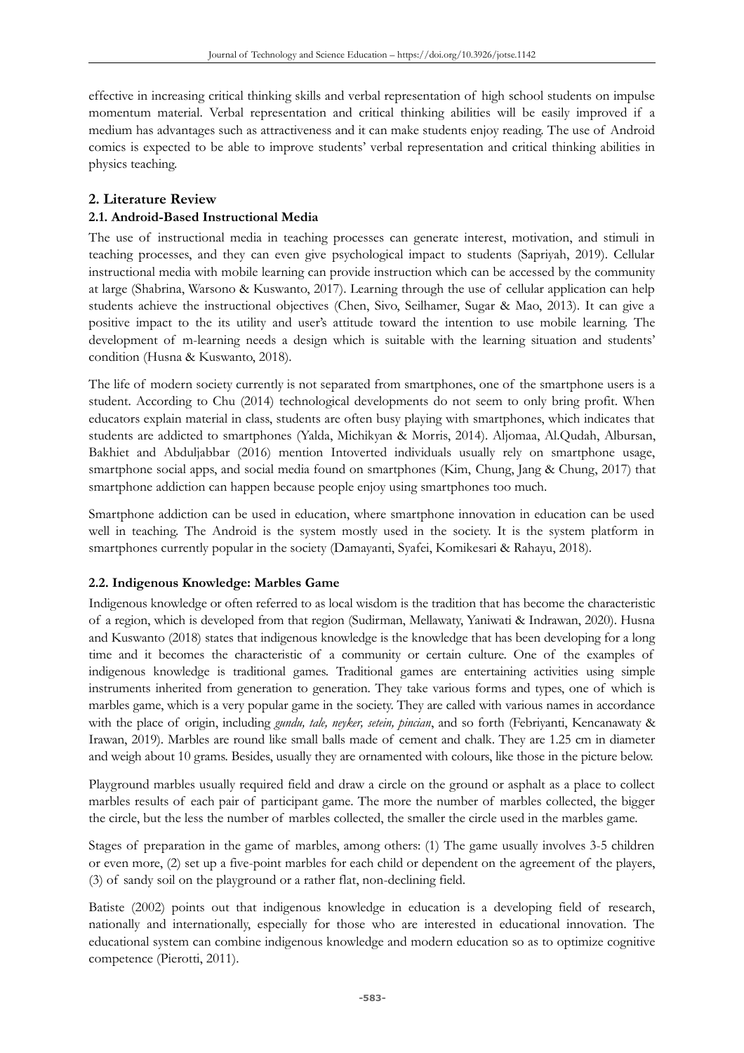effective in increasing critical thinking skills and verbal representation of high school students on impulse momentum material. Verbal representation and critical thinking abilities will be easily improved if a medium has advantages such as attractiveness and it can make students enjoy reading. The use of Android comics is expected to be able to improve students' verbal representation and critical thinking abilities in physics teaching.

## 2. Literature Review

### 2.1. Android-Based Instructional Media

The use of instructional media in teaching processes can generate interest, motivation, and stimuli in teaching processes, and they can even give psychological impact to students (Sapriyah, 2019). Cellular instructional media with mobile learning can provide instruction which can be accessed by the community at large (Shabrina, Warsono & Kuswanto, 2017). Learning through the use of cellular application can help students achieve the instructional objectives (Chen, Sivo, Seilhamer, Sugar & Mao, 2013). It can give a positive impact to the its utility and user's attitude toward the intention to use mobile learning. The development of m-learning needs a design which is suitable with the learning situation and students' condition (Husna & Kuswanto, 2018).

The life of modern society currently is not separated from smartphones, one of the smartphone users is a student. According to Chu (2014) technological developments do not seem to only bring profit. When educators explain material in class, students are often busy playing with smartphones, which indicates that students are addicted to smartphones (Yalda, Michikyan & Morris, 2014). Aljomaa, Al.Qudah, Albursan, Bakhiet and Abduljabbar (2016) mention Intoverted individuals usually rely on smartphone usage, smartphone social apps, and social media found on smartphones (Kim, Chung, Jang & Chung, 2017) that smartphone addiction can happen because people enjoy using smartphones too much.

Smartphone addiction can be used in education, where smartphone innovation in education can be used well in teaching. The Android is the system mostly used in the society. It is the system platform in smartphones currently popular in the society (Damayanti, Syafei, Komikesari & Rahayu, 2018).

### 2.2. Indigenous Knowledge: Marbles Game

Indigenous knowledge or often referred to as local wisdom is the tradition that has become the characteristic of a region, which is developed from that region (Sudirman, Mellawaty, Yaniwati & Indrawan, 2020). Husna and Kuswanto (2018) states that indigenous knowledge is the knowledge that has been developing for a long time and it becomes the characteristic of a community or certain culture. One of the examples of indigenous knowledge is traditional games. Traditional games are entertaining activities using simple instruments inherited from generation to generation. They take various forms and types, one of which is marbles game, which is a very popular game in the society. They are called with various names in accordance with the place of origin, including *gundu, tale, neyker, setein, pincian*, and so forth (Febriyanti, Kencanawaty & Irawan, 2019). Marbles are round like small balls made of cement and chalk. They are 1.25 cm in diameter and weigh about 10 grams. Besides, usually they are ornamented with colours, like those in the picture below.

Playground marbles usually required field and draw a circle on the ground or asphalt as a place to collect marbles results of each pair of participant game. The more the number of marbles collected, the bigger the circle, but the less the number of marbles collected, the smaller the circle used in the marbles game.

Stages of preparation in the game of marbles, among others: (1) The game usually involves 3-5 children or even more, (2) set up a five-point marbles for each child or dependent on the agreement of the players, (3) of sandy soil on the playground or a rather flat, non-declining field.

Batiste (2002) points out that indigenous knowledge in education is a developing field of research, nationally and internationally, especially for those who are interested in educational innovation. The educational system can combine indigenous knowledge and modern education so as to optimize cognitive competence (Pierotti, 2011).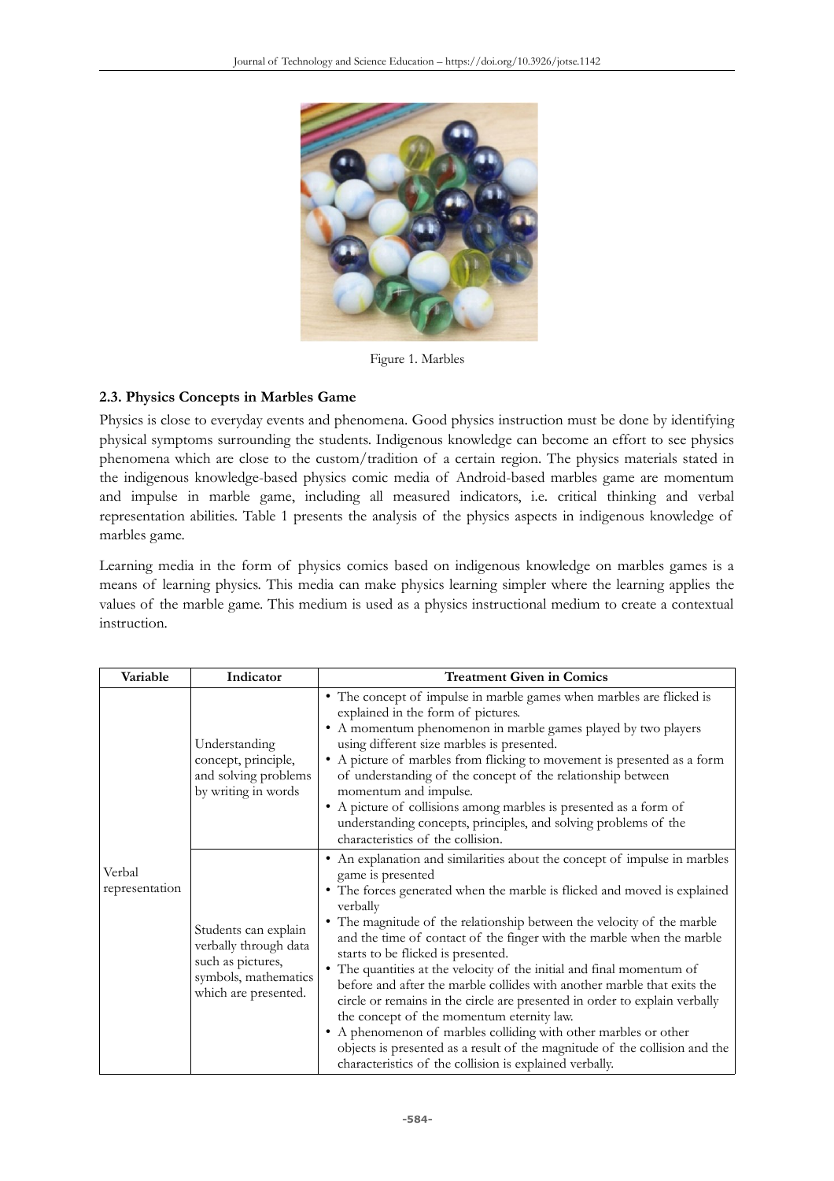Figure 1. Marbles

### 2.3. Physics Concepts in Marbles Game

Physics is close to everyday events and phenomena. Good physics instruction must be done by identifying physical symptoms surrounding the students. Indigenous knowledge can become an effort to see physics phenomena which are close to the custom/tradition of a certain region. The physics materials stated in the indigenous knowledge-based physics comic media of Android-based marbles game are momentum and impulse in marble game, including all measured indicators, i.e. critical thinking and verbal representation abilities. Table 1 presents the analysis of the physics aspects in indigenous knowledge of marbles game.

Learning media in the form of physics comics based on indigenous knowledge on marbles games is a means of learning physics. This media can make physics learning simpler where the learning applies the values of the marble game. This medium is used as a physics instructional medium to create a contextual instruction.

| Variable | Indicator | Treatment Given in Comics |
|---|---|---|
| Verbal representation | Understanding concept, principle, and solving problems by writing in words | • The concept of impulse in marble games when marbles are flicked is explained in the form of pictures.<br>• A momentum phenomenon in marble games played by two players using different size marbles is presented.<br>• A picture of marbles from flicking to movement is presented as a form of understanding of the concept of the relationship between momentum and impulse.<br>• A picture of collisions among marbles is presented as a form of understanding concepts, principles, and solving problems of the characteristics of the collision. |
| | Students can explain verbally through data such as pictures, symbols, mathematics which are presented. | • An explanation and similarities about the concept of impulse in marbles game is presented<br>• The forces generated when the marble is flicked and moved is explained verbally<br>• The magnitude of the relationship between the velocity of the marble and the time of contact of the finger with the marble when the marble starts to be flicked is presented.<br>• The quantities at the velocity of the initial and final momentum of before and after the marble collides with another marble that exits the circle or remains in the circle are presented in order to explain verbally the concept of the momentum eternity law.<br>• A phenomenon of marbles colliding with other marbles or other objects is presented as a result of the magnitude of the collision and the characteristics of the collision is explained verbally. |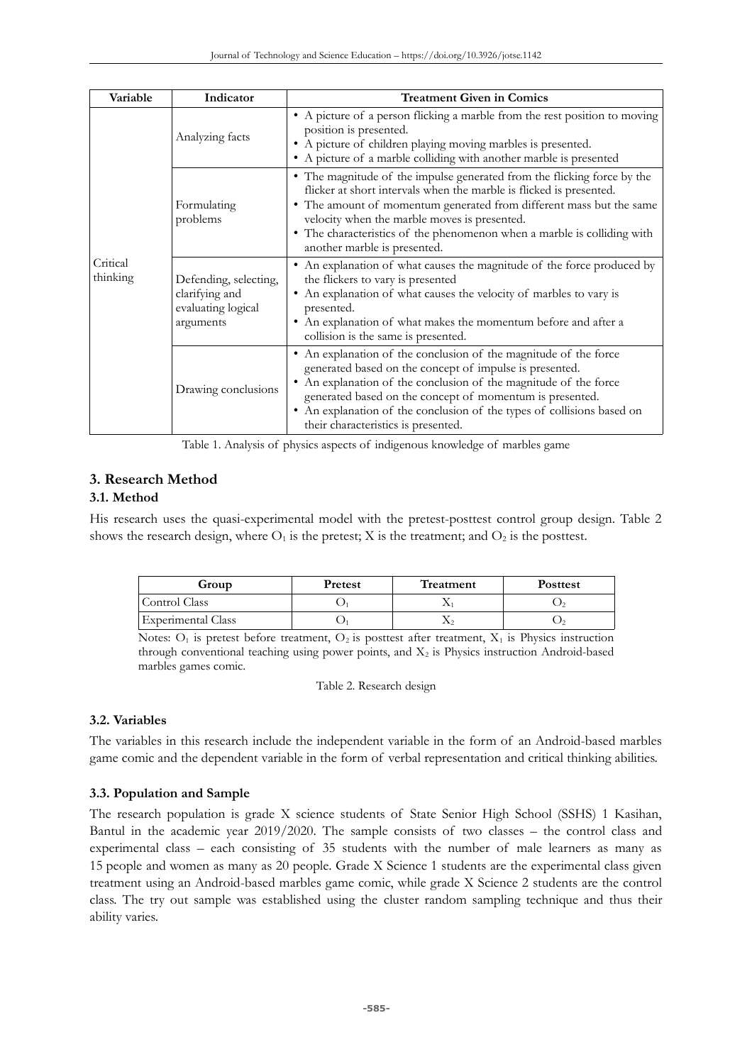| Variable | Indicator | Treatment Given in Comics |
|---|---|---|
| Critical thinking | Analyzing facts | • A picture of a person flicking a marble from the rest position to moving position is presented. • A picture of children playing moving marbles is presented. • A picture of a marble colliding with another marble is presented |
| | Formulating problems | • The magnitude of the impulse generated from the flicking force by the flicker at short intervals when the marble is flicked is presented. • The amount of momentum generated from different mass but the same velocity when the marble moves is presented. • The characteristics of the phenomenon when a marble is colliding with another marble is presented. |
| | Defending, selecting, clarifying and evaluating logical arguments | • An explanation of what causes the magnitude of the force produced by the flickers to vary is presented • An explanation of what causes the velocity of marbles to vary is presented. • An explanation of what makes the momentum before and after a collision is the same is presented. |
| | Drawing conclusions | • An explanation of the conclusion of the magnitude of the force generated based on the concept of impulse is presented. • An explanation of the conclusion of the magnitude of the force generated based on the concept of momentum is presented. • An explanation of the conclusion of the types of collisions based on their characteristics is presented. |

Table 1. Analysis of physics aspects of indigenous knowledge of marbles game

## 3. Research Method

### 3.1. Method

His research uses the quasi-experimental model with the pretest-posttest control group design. Table 2 shows the research design, where $O_1$ is the pretest; X is the treatment; and $O_2$ is the posttest.

| Group | Pretest | Treatment | Posttest |
|---|---|---|---|
| Control Class | $O_1$ | $X_1$ | $O_2$ |
| Experimental Class | $O_1$ | $X_2$ | $O_2$ |

Notes: $O_1$ is pretest before treatment, $O_2$ is posttest after treatment, $X_1$ is Physics instruction through conventional teaching using power points, and $X_2$ is Physics instruction Android-based marbles games comic.

Table 2. Research design

### 3.2. Variables

The variables in this research include the independent variable in the form of an Android-based marbles game comic and the dependent variable in the form of verbal representation and critical thinking abilities.

### 3.3. Population and Sample

The research population is grade X science students of State Senior High School (SSHS) 1 Kasihan, Bantul in the academic year 2019/2020. The sample consists of two classes – the control class and experimental class – each consisting of 35 students with the number of male learners as many as 15 people and women as many as 20 people. Grade X Science 1 students are the experimental class given treatment using an Android-based marbles game comic, while grade X Science 2 students are the control class. The try out sample was established using the cluster random sampling technique and thus their ability varies.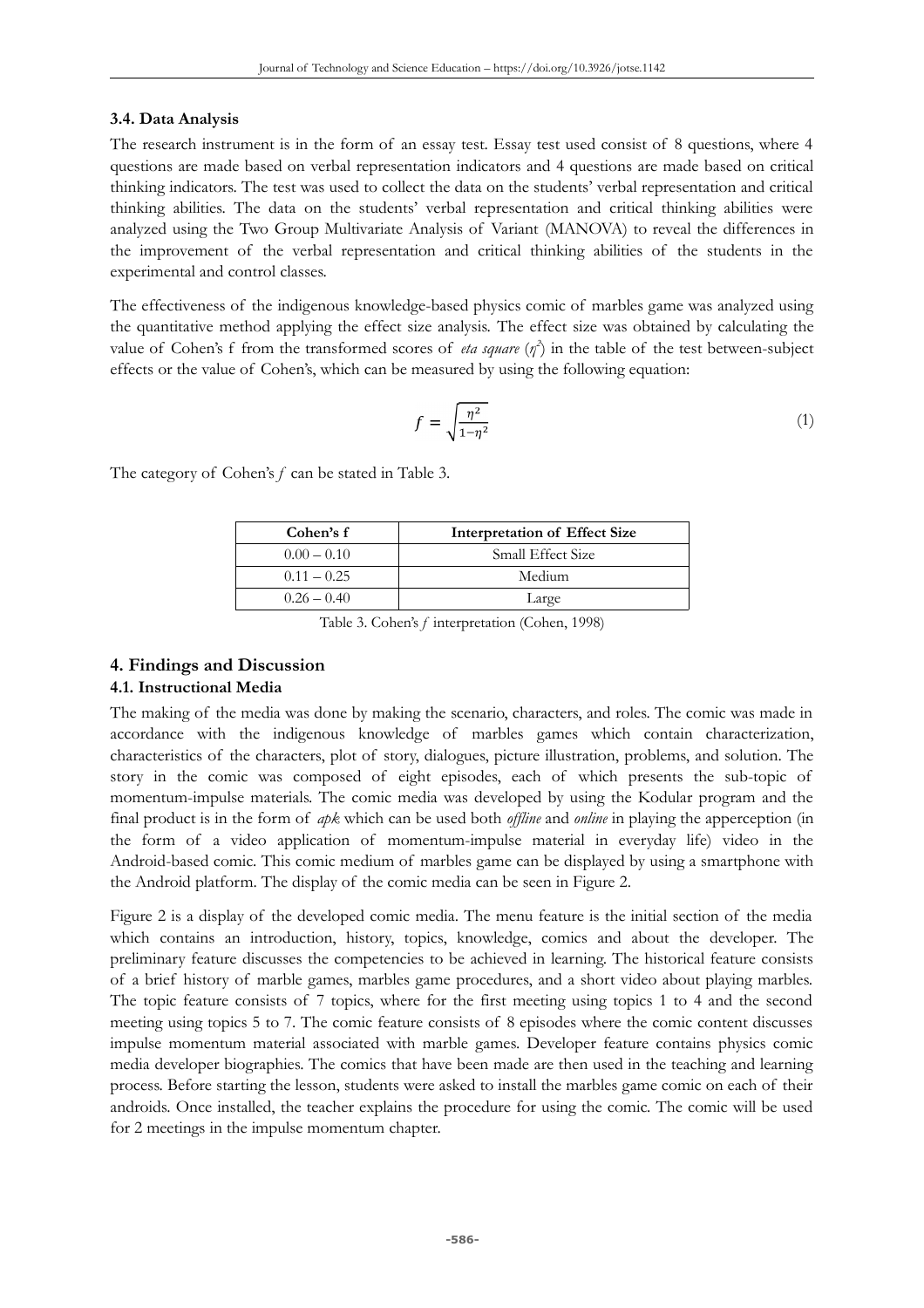### 3.4. Data Analysis

The research instrument is in the form of an essay test. Essay test used consist of 8 questions, where 4 questions are made based on verbal representation indicators and 4 questions are made based on critical thinking indicators. The test was used to collect the data on the students' verbal representation and critical thinking abilities. The data on the students' verbal representation and critical thinking abilities were analyzed using the Two Group Multivariate Analysis of Variant (MANOVA) to reveal the differences in the improvement of the verbal representation and critical thinking abilities of the students in the experimental and control classes.

The effectiveness of the indigenous knowledge-based physics comic of marbles game was analyzed using the quantitative method applying the effect size analysis. The effect size was obtained by calculating the value of Cohen's f from the transformed scores of *eta square* ($\eta^2$) in the table of the test between-subject effects or the value of Cohen's, which can be measured by using the following equation:

$$f = \sqrt{\frac{\eta^2}{1-\eta^2}} \tag{1}$$

The category of Cohen's *f* can be stated in Table 3.

| Cohen's f | Interpretation of Effect Size |
|---|---|
| 0.00 – 0.10 | Small Effect Size |
| 0.11 – 0.25 | Medium |
| 0.26 – 0.40 | Large |

Table 3. Cohen's *f* interpretation (Cohen, 1998)

## 4. Findings and Discussion

### 4.1. Instructional Media

The making of the media was done by making the scenario, characters, and roles. The comic was made in accordance with the indigenous knowledge of marbles games which contain characterization, characteristics of the characters, plot of story, dialogues, picture illustration, problems, and solution. The story in the comic was composed of eight episodes, each of which presents the sub-topic of momentum-impulse materials. The comic media was developed by using the Kodular program and the final product is in the form of *apk* which can be used both *offline* and *online* in playing the apperception (in the form of a video application of momentum-impulse material in everyday life) video in the Android-based comic. This comic medium of marbles game can be displayed by using a smartphone with the Android platform. The display of the comic media can be seen in Figure 2.

Figure 2 is a display of the developed comic media. The menu feature is the initial section of the media which contains an introduction, history, topics, knowledge, comics and about the developer. The preliminary feature discusses the competencies to be achieved in learning. The historical feature consists of a brief history of marble games, marbles game procedures, and a short video about playing marbles. The topic feature consists of 7 topics, where for the first meeting using topics 1 to 4 and the second meeting using topics 5 to 7. The comic feature consists of 8 episodes where the comic content discusses impulse momentum material associated with marble games. Developer feature contains physics comic media developer biographies. The comics that have been made are then used in the teaching and learning process. Before starting the lesson, students were asked to install the marbles game comic on each of their androids. Once installed, the teacher explains the procedure for using the comic. The comic will be used for 2 meetings in the impulse momentum chapter.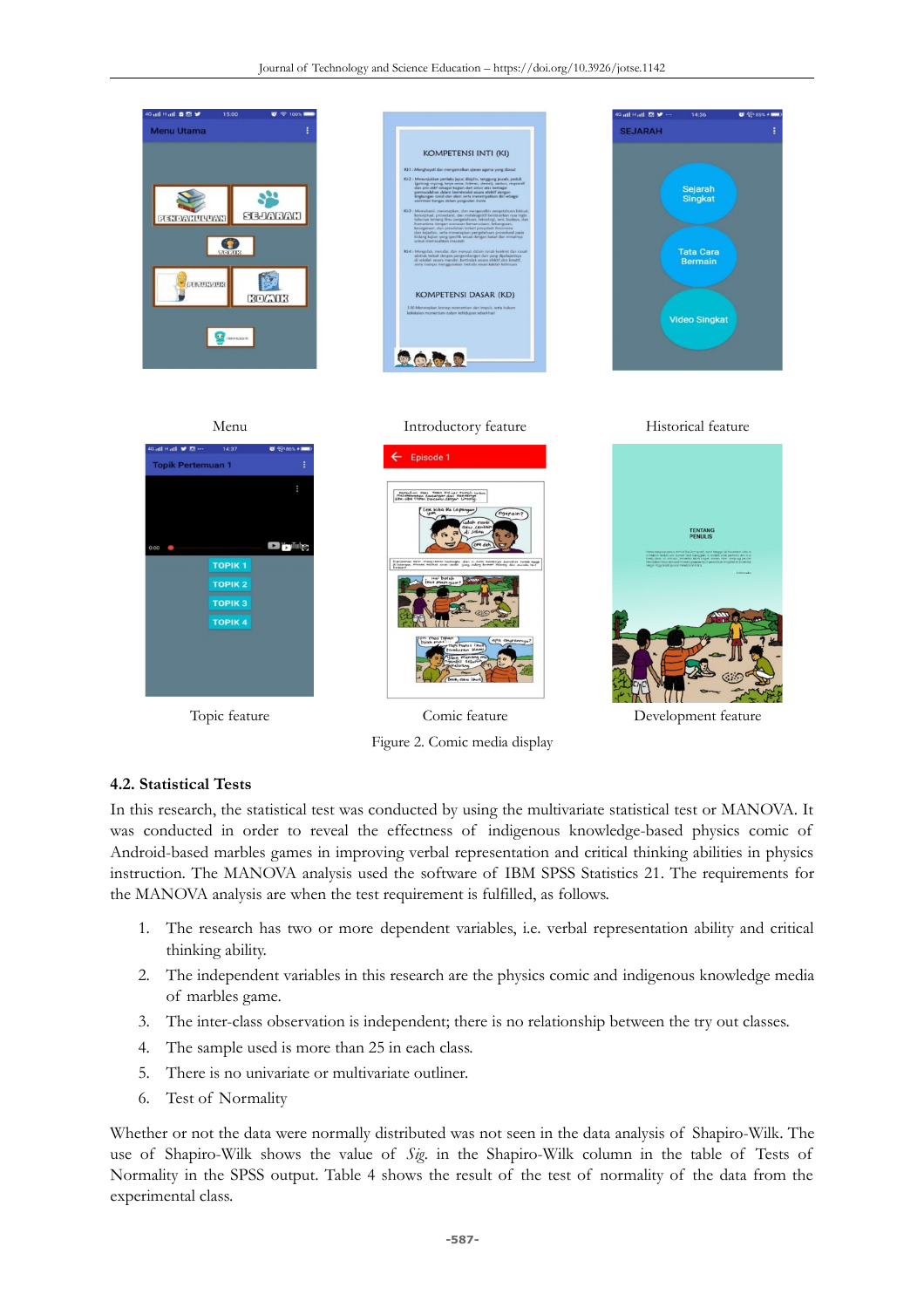Menu

Introductory feature

Historical feature

Topic feature

Comic feature

Development feature

Figure 2. Comic media display

### 4.2. Statistical Tests

In this research, the statistical test was conducted by using the multivariate statistical test or MANOVA. It was conducted in order to reveal the effectness of indigenous knowledge-based physics comic of Android-based marbles games in improving verbal representation and critical thinking abilities in physics instruction. The MANOVA analysis used the software of IBM SPSS Statistics 21. The requirements for the MANOVA analysis are when the test requirement is fulfilled, as follows.

1. The research has two or more dependent variables, i.e. verbal representation ability and critical thinking ability.
2. The independent variables in this research are the physics comic and indigenous knowledge media of marbles game.
3. The inter-class observation is independent; there is no relationship between the try out classes.
4. The sample used is more than 25 in each class.
5. There is no univariate or multivariate outliner.
6. Test of Normality

Whether or not the data were normally distributed was not seen in the data analysis of Shapiro-Wilk. The use of Shapiro-Wilk shows the value of *Sig.* in the Shapiro-Wilk column in the table of Tests of Normality in the SPSS output. Table 4 shows the result of the test of normality of the data from the experimental class.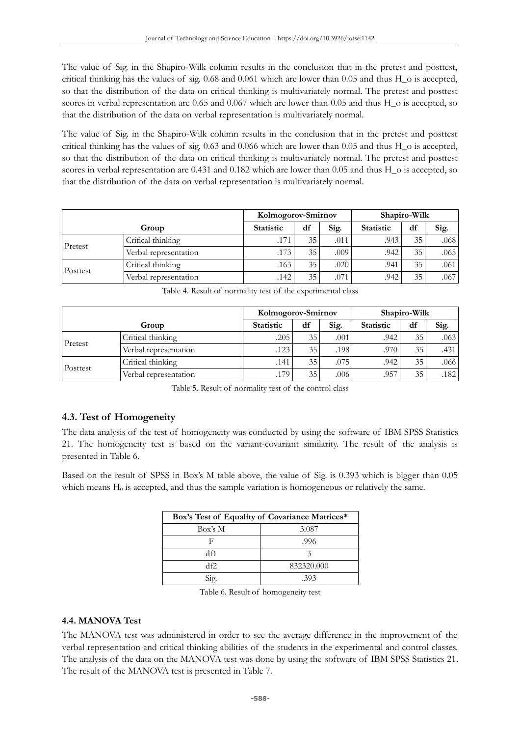The value of Sig. in the Shapiro-Wilk column results in the conclusion that in the pretest and posttest, critical thinking has the values of sig. 0.68 and 0.061 which are lower than 0.05 and thus H_o is accepted, so that the distribution of the data on critical thinking is multivariately normal. The pretest and posttest scores in verbal representation are 0.65 and 0.067 which are lower than 0.05 and thus H_o is accepted, so that the distribution of the data on verbal representation is multivariately normal.

The value of Sig. in the Shapiro-Wilk column results in the conclusion that in the pretest and posttest critical thinking has the values of sig. 0.63 and 0.066 which are lower than 0.05 and thus H_o is accepted, so that the distribution of the data on critical thinking is multivariately normal. The pretest and posttest scores in verbal representation are 0.431 and 0.182 which are lower than 0.05 and thus H_o is accepted, so that the distribution of the data on verbal representation is multivariately normal.

| Group | | Kolmogorov-Smirnov | | | Shapiro-Wilk | | |
|---|---|---|---|---|---|---|---|
| | | Statistic | df | Sig. | Statistic | df | Sig. |
| Pretest | Critical thinking | .171 | 35 | .011 | .943 | 35 | .068 |
| | Verbal representation | .173 | 35 | .009 | .942 | 35 | .065 |
| Posttest | Critical thinking | .163 | 35 | .020 | .941 | 35 | .061 |
| | Verbal representation | .142 | 35 | .071 | .942 | 35 | .067 |

Table 4. Result of normality test of the experimental class

| Group | | Kolmogorov-Smirnov | | | Shapiro-Wilk | | |
|---|---|---|---|---|---|---|---|
| | | Statistic | df | Sig. | Statistic | df | Sig. |
| Pretest | Critical thinking | .205 | 35 | .001 | .942 | 35 | .063 |
| | Verbal representation | .123 | 35 | .198 | .970 | 35 | .431 |
| Posttest | Critical thinking | .141 | 35 | .075 | .942 | 35 | .066 |
| | Verbal representation | .179 | 35 | .006 | .957 | 35 | .182 |

Table 5. Result of normality test of the control class

### 4.3. Test of Homogeneity

The data analysis of the test of homogeneity was conducted by using the software of IBM SPSS Statistics 21. The homogeneity test is based on the variant-covariant similarity. The result of the analysis is presented in Table 6.

Based on the result of SPSS in Box's M table above, the value of Sig. is 0.393 which is bigger than 0.05 which means $H_0$ is accepted, and thus the sample variation is homogeneous or relatively the same.

| Box's Test of Equality of Covariance Matrices* | |
|---|---|
| Box's M | 3.087 |
| F | .996 |
| df1 | 3 |
| df2 | 832320.000 |
| Sig. | .393 |

Table 6. Result of homogeneity test

### 4.4. MANOVA Test

The MANOVA test was administered in order to see the average difference in the improvement of the verbal representation and critical thinking abilities of the students in the experimental and control classes. The analysis of the data on the MANOVA test was done by using the software of IBM SPSS Statistics 21. The result of the MANOVA test is presented in Table 7.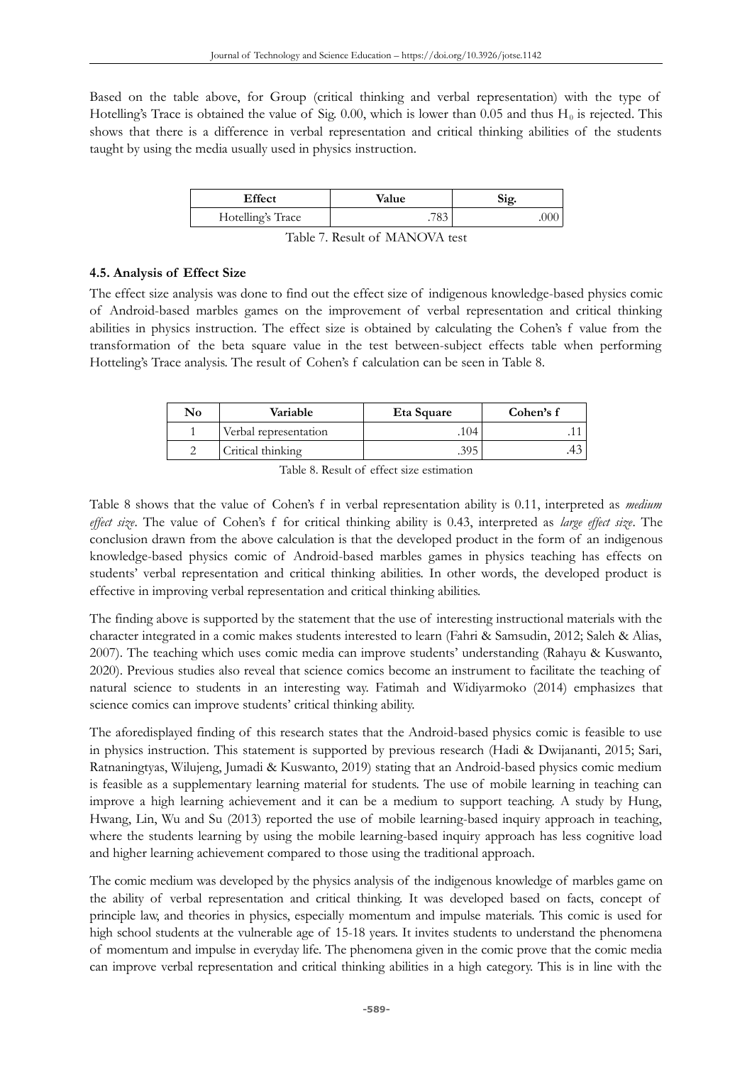Based on the table above, for Group (critical thinking and verbal representation) with the type of Hotelling's Trace is obtained the value of Sig. 0.00, which is lower than 0.05 and thus $H_0$ is rejected. This shows that there is a difference in verbal representation and critical thinking abilities of the students taught by using the media usually used in physics instruction.

| Effect | Value | Sig. |
|---|---|---|
| Hotelling's Trace | .783 | .000 |

Table 7. Result of MANOVA test

### 4.5. Analysis of Effect Size

The effect size analysis was done to find out the effect size of indigenous knowledge-based physics comic of Android-based marbles games on the improvement of verbal representation and critical thinking abilities in physics instruction. The effect size is obtained by calculating the Cohen's f value from the transformation of the beta square value in the test between-subject effects table when performing Hotteling's Trace analysis. The result of Cohen's f calculation can be seen in Table 8.

| No | Variable | Eta Square | Cohen's f |
|---|---|---|---|
| 1 | Verbal representation | .104 | .11 |
| 2 | Critical thinking | .395 | .43 |

Table 8. Result of effect size estimation

Table 8 shows that the value of Cohen's f in verbal representation ability is 0.11, interpreted as *medium effect size*. The value of Cohen's f for critical thinking ability is 0.43, interpreted as *large effect size*. The conclusion drawn from the above calculation is that the developed product in the form of an indigenous knowledge-based physics comic of Android-based marbles games in physics teaching has effects on students' verbal representation and critical thinking abilities. In other words, the developed product is effective in improving verbal representation and critical thinking abilities.

The finding above is supported by the statement that the use of interesting instructional materials with the character integrated in a comic makes students interested to learn (Fahri & Samsudin, 2012; Saleh & Alias, 2007). The teaching which uses comic media can improve students' understanding (Rahayu & Kuswanto, 2020). Previous studies also reveal that science comics become an instrument to facilitate the teaching of natural science to students in an interesting way. Fatimah and Widiyarmoko (2014) emphasizes that science comics can improve students' critical thinking ability.

The aforedisplayed finding of this research states that the Android-based physics comic is feasible to use in physics instruction. This statement is supported by previous research (Hadi & Dwijananti, 2015; Sari, Ratnaningtyas, Wilujeng, Jumadi & Kuswanto, 2019) stating that an Android-based physics comic medium is feasible as a supplementary learning material for students. The use of mobile learning in teaching can improve a high learning achievement and it can be a medium to support teaching. A study by Hung, Hwang, Lin, Wu and Su (2013) reported the use of mobile learning-based inquiry approach in teaching, where the students learning by using the mobile learning-based inquiry approach has less cognitive load and higher learning achievement compared to those using the traditional approach.

The comic medium was developed by the physics analysis of the indigenous knowledge of marbles game on the ability of verbal representation and critical thinking. It was developed based on facts, concept of principle law, and theories in physics, especially momentum and impulse materials. This comic is used for high school students at the vulnerable age of 15-18 years. It invites students to understand the phenomena of momentum and impulse in everyday life. The phenomena given in the comic prove that the comic media can improve verbal representation and critical thinking abilities in a high category. This is in line with the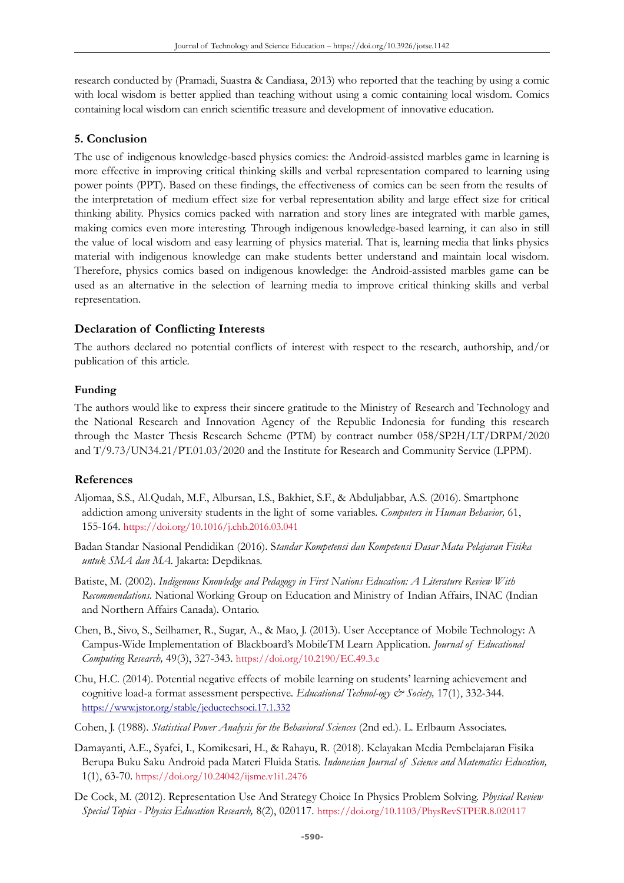research conducted by (Pramadi, Suastra & Candiasa, 2013) who reported that the teaching by using a comic with local wisdom is better applied than teaching without using a comic containing local wisdom. Comics containing local wisdom can enrich scientific treasure and development of innovative education.

## 5. Conclusion

The use of indigenous knowledge-based physics comics: the Android-assisted marbles game in learning is more effective in improving critical thinking skills and verbal representation compared to learning using power points (PPT). Based on these findings, the effectiveness of comics can be seen from the results of the interpretation of medium effect size for verbal representation ability and large effect size for critical thinking ability. Physics comics packed with narration and story lines are integrated with marble games, making comics even more interesting. Through indigenous knowledge-based learning, it can also in still the value of local wisdom and easy learning of physics material. That is, learning media that links physics material with indigenous knowledge can make students better understand and maintain local wisdom. Therefore, physics comics based on indigenous knowledge: the Android-assisted marbles game can be used as an alternative in the selection of learning media to improve critical thinking skills and verbal representation.

## Declaration of Conflicting Interests

The authors declared no potential conflicts of interest with respect to the research, authorship, and/or publication of this article.

## Funding

The authors would like to express their sincere gratitude to the Ministry of Research and Technology and the National Research and Innovation Agency of the Republic Indonesia for funding this research through the Master Thesis Research Scheme (PTM) by contract number 058/SP2H/LT/DRPM/2020 and T/9.73/UN34.21/PT.01.03/2020 and the Institute for Research and Community Service (LPPM).

## References

Aljomaa, S.S., Al.Qudah, M.F., Albursan, I.S., Bakhiet, S.F., & Abduljabbar, A.S. (2016). Smartphone addiction among university students in the light of some variables. *Computers in Human Behavior,* 61, 155-164. https://doi.org/10.1016/j.chb.2016.03.041

Badan Standar Nasional Pendidikan (2016). S*tandar Kompetensi dan Kompetensi Dasar Mata Pelajaran Fisika untuk SMA dan MA.* Jakarta: Depdiknas.

Batiste, M. (2002). *Indigenous Knowledge and Pedagogy in First Nations Education: A Literature Review With Recommendations.* National Working Group on Education and Ministry of Indian Affairs, INAC (Indian and Northern Affairs Canada). Ontario.

Chen, B., Sivo, S., Seilhamer, R., Sugar, A., & Mao, J. (2013). User Acceptance of Mobile Technology: A Campus-Wide Implementation of Blackboard's MobileTM Learn Application. *Journal of Educational Computing Research,* 49(3), 327-343. https://doi.org/10.2190/EC.49.3.c

Chu, H.C. (2014). Potential negative effects of mobile learning on students' learning achievement and cognitive load-a format assessment perspective. *Educational Technol-ogy & Society,* 17(1), 332-344. https://www.jstor.org/stable/jeductechsoci.17.1.332

Cohen, J. (1988). *Statistical Power Analysis for the Behavioral Sciences* (2nd ed.). L. Erlbaum Associates.

Damayanti, A.E., Syafei, I., Komikesari, H., & Rahayu, R. (2018). Kelayakan Media Pembelajaran Fisika Berupa Buku Saku Android pada Materi Fluida Statis. *Indonesian Journal of Science and Matematics Education,* 1(1), 63-70. https://doi.org/10.24042/ijsme.v1i1.2476

De Cock, M. (2012). Representation Use And Strategy Choice In Physics Problem Solving. *Physical Review Special Topics - Physics Education Research,* 8(2), 020117. https://doi.org/10.1103/PhysRevSTPER.8.020117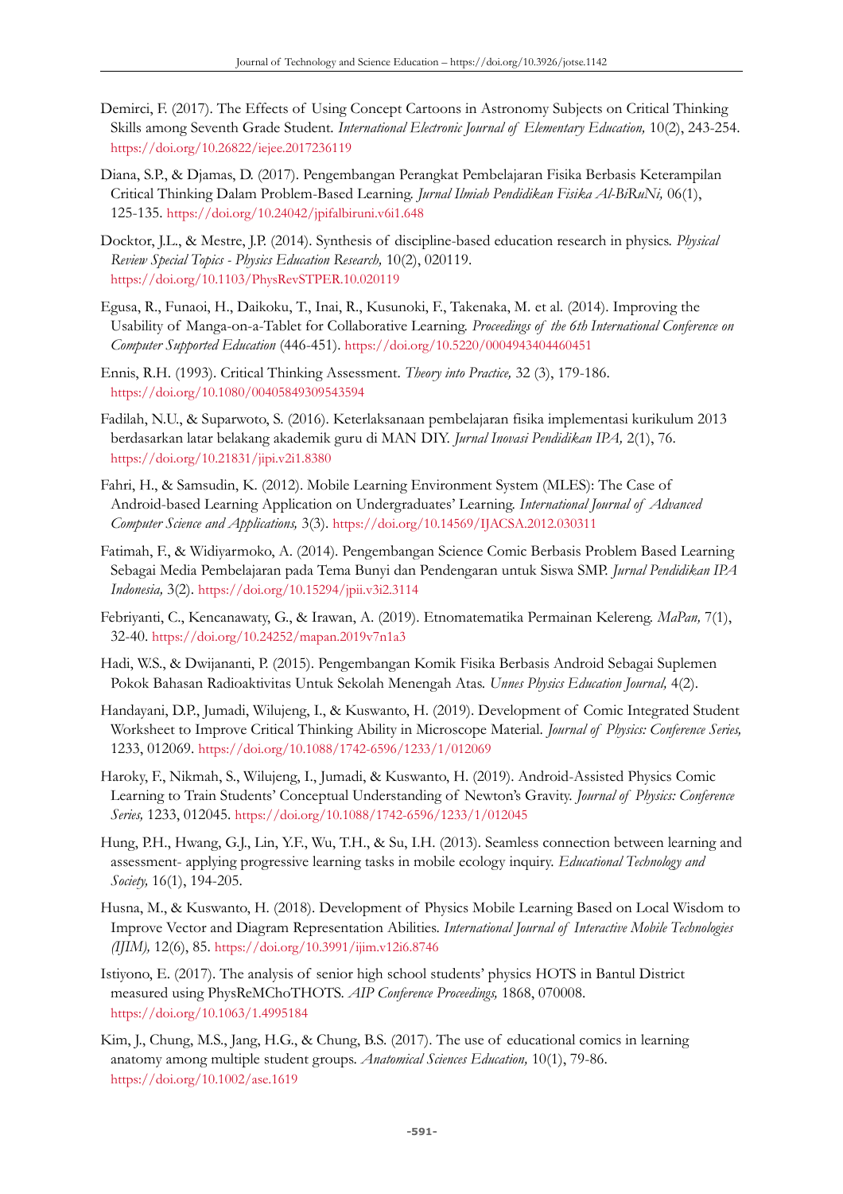Demirci, F. (2017). The Effects of Using Concept Cartoons in Astronomy Subjects on Critical Thinking Skills among Seventh Grade Student. *International Electronic Journal of Elementary Education,* 10(2), 243-254. https://doi.org/10.26822/iejee.2017236119

Diana, S.P., & Djamas, D. (2017). Pengembangan Perangkat Pembelajaran Fisika Berbasis Keterampilan Critical Thinking Dalam Problem-Based Learning. *Jurnal Ilmiah Pendidikan Fisika Al-BiRuNi,* 06(1), 125-135. https://doi.org/10.24042/jpifalbiruni.v6i1.648

Docktor, J.L., & Mestre, J.P. (2014). Synthesis of discipline-based education research in physics. *Physical Review Special Topics - Physics Education Research,* 10(2), 020119. https://doi.org/10.1103/PhysRevSTPER.10.020119

Egusa, R., Funaoi, H., Daikoku, T., Inai, R., Kusunoki, F., Takenaka, M. et al. (2014). Improving the Usability of Manga-on-a-Tablet for Collaborative Learning. *Proceedings of the 6th International Conference on Computer Supported Education* (446-451). https://doi.org/10.5220/0004943404460451

Ennis, R.H. (1993). Critical Thinking Assessment. *Theory into Practice,* 32 (3), 179-186. https://doi.org/10.1080/00405849309543594

Fadilah, N.U., & Suparwoto, S. (2016). Keterlaksanaan pembelajaran fisika implementasi kurikulum 2013 berdasarkan latar belakang akademik guru di MAN DIY. *Jurnal Inovasi Pendidikan IPA,* 2(1), 76. https://doi.org/10.21831/jipi.v2i1.8380

Fahri, H., & Samsudin, K. (2012). Mobile Learning Environment System (MLES): The Case of Android-based Learning Application on Undergraduates' Learning. *International Journal of Advanced Computer Science and Applications,* 3(3). https://doi.org/10.14569/IJACSA.2012.030311

Fatimah, F., & Widiyarmoko, A. (2014). Pengembangan Science Comic Berbasis Problem Based Learning Sebagai Media Pembelajaran pada Tema Bunyi dan Pendengaran untuk Siswa SMP. *Jurnal Pendidikan IPA Indonesia,* 3(2). https://doi.org/10.15294/jpii.v3i2.3114

Febriyanti, C., Kencanawaty, G., & Irawan, A. (2019). Etnomatematika Permainan Kelereng. *MaPan,* 7(1), 32-40. https://doi.org/10.24252/mapan.2019v7n1a3

Hadi, W.S., & Dwijananti, P. (2015). Pengembangan Komik Fisika Berbasis Android Sebagai Suplemen Pokok Bahasan Radioaktivitas Untuk Sekolah Menengah Atas. *Unnes Physics Education Journal,* 4(2).

Handayani, D.P., Jumadi, Wilujeng, I., & Kuswanto, H. (2019). Development of Comic Integrated Student Worksheet to Improve Critical Thinking Ability in Microscope Material. *Journal of Physics: Conference Series,* 1233, 012069. https://doi.org/10.1088/1742-6596/1233/1/012069

Haroky, F., Nikmah, S., Wilujeng, I., Jumadi, & Kuswanto, H. (2019). Android-Assisted Physics Comic Learning to Train Students' Conceptual Understanding of Newton's Gravity. *Journal of Physics: Conference Series,* 1233, 012045. https://doi.org/10.1088/1742-6596/1233/1/012045

Hung, P.H., Hwang, G.J., Lin, Y.F., Wu, T.H., & Su, I.H. (2013). Seamless connection between learning and assessment- applying progressive learning tasks in mobile ecology inquiry. *Educational Technology and Society,* 16(1), 194-205.

Husna, M., & Kuswanto, H. (2018). Development of Physics Mobile Learning Based on Local Wisdom to Improve Vector and Diagram Representation Abilities. *International Journal of Interactive Mobile Technologies (IJIM),* 12(6), 85. https://doi.org/10.3991/ijim.v12i6.8746

Istiyono, E. (2017). The analysis of senior high school students' physics HOTS in Bantul District measured using PhysReMChoTHOTS. *AIP Conference Proceedings,* 1868, 070008. https://doi.org/10.1063/1.4995184

Kim, J., Chung, M.S., Jang, H.G., & Chung, B.S. (2017). The use of educational comics in learning anatomy among multiple student groups. *Anatomical Sciences Education,* 10(1), 79-86. https://doi.org/10.1002/ase.1619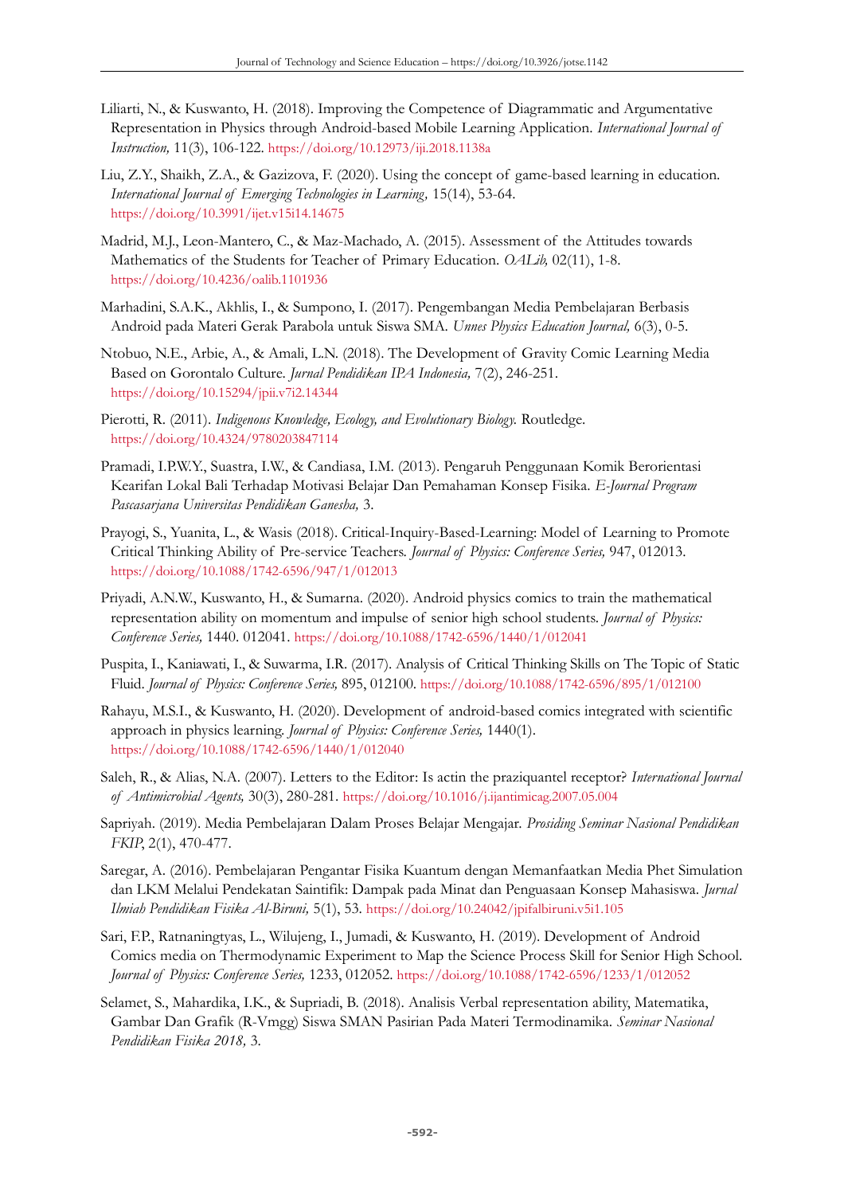Liliarti, N., & Kuswanto, H. (2018). Improving the Competence of Diagrammatic and Argumentative Representation in Physics through Android-based Mobile Learning Application. *International Journal of Instruction,* 11(3), 106-122. https://doi.org/10.12973/iji.2018.1138a

Liu, Z.Y., Shaikh, Z.A., & Gazizova, F. (2020). Using the concept of game-based learning in education. *International Journal of Emerging Technologies in Learning,* 15(14), 53-64. https://doi.org/10.3991/ijet.v15i14.14675

Madrid, M.J., Leon-Mantero, C., & Maz-Machado, A. (2015). Assessment of the Attitudes towards Mathematics of the Students for Teacher of Primary Education. *OALib,* 02(11), 1-8. https://doi.org/10.4236/oalib.1101936

Marhadini, S.A.K., Akhlis, I., & Sumpono, I. (2017). Pengembangan Media Pembelajaran Berbasis Android pada Materi Gerak Parabola untuk Siswa SMA. *Unnes Physics Education Journal,* 6(3), 0-5.

Ntobuo, N.E., Arbie, A., & Amali, L.N. (2018). The Development of Gravity Comic Learning Media Based on Gorontalo Culture. *Jurnal Pendidikan IPA Indonesia,* 7(2), 246-251. https://doi.org/10.15294/jpii.v7i2.14344

Pierotti, R. (2011). *Indigenous Knowledge, Ecology, and Evolutionary Biology.* Routledge. https://doi.org/10.4324/9780203847114

Pramadi, I.P.W.Y., Suastra, I.W., & Candiasa, I.M. (2013). Pengaruh Penggunaan Komik Berorientasi Kearifan Lokal Bali Terhadap Motivasi Belajar Dan Pemahaman Konsep Fisika. *E-Journal Program Pascasarjana Universitas Pendidikan Ganesha,* 3.

Prayogi, S., Yuanita, L., & Wasis (2018). Critical-Inquiry-Based-Learning: Model of Learning to Promote Critical Thinking Ability of Pre-service Teachers. *Journal of Physics: Conference Series,* 947, 012013. https://doi.org/10.1088/1742-6596/947/1/012013

Priyadi, A.N.W., Kuswanto, H., & Sumarna. (2020). Android physics comics to train the mathematical representation ability on momentum and impulse of senior high school students. *Journal of Physics: Conference Series,* 1440. 012041. https://doi.org/10.1088/1742-6596/1440/1/012041

Puspita, I., Kaniawati, I., & Suwarma, I.R. (2017). Analysis of Critical Thinking Skills on The Topic of Static Fluid. *Journal of Physics: Conference Series,* 895, 012100. https://doi.org/10.1088/1742-6596/895/1/012100

Rahayu, M.S.I., & Kuswanto, H. (2020). Development of android-based comics integrated with scientific approach in physics learning. *Journal of Physics: Conference Series,* 1440(1). https://doi.org/10.1088/1742-6596/1440/1/012040

Saleh, R., & Alias, N.A. (2007). Letters to the Editor: Is actin the praziquantel receptor? *International Journal of Antimicrobial Agents,* 30(3), 280-281. https://doi.org/10.1016/j.ijantimicag.2007.05.004

Sapriyah. (2019). Media Pembelajaran Dalam Proses Belajar Mengajar. *Prosiding Seminar Nasional Pendidikan FKIP,* 2(1), 470-477.

Saregar, A. (2016). Pembelajaran Pengantar Fisika Kuantum dengan Memanfaatkan Media Phet Simulation dan LKM Melalui Pendekatan Saintifik: Dampak pada Minat dan Penguasaan Konsep Mahasiswa. *Jurnal Ilmiah Pendidikan Fisika Al-Biruni,* 5(1), 53. https://doi.org/10.24042/jpifalbiruni.v5i1.105

Sari, F.P., Ratnaningtyas, L., Wilujeng, I., Jumadi, & Kuswanto, H. (2019). Development of Android Comics media on Thermodynamic Experiment to Map the Science Process Skill for Senior High School. *Journal of Physics: Conference Series,* 1233, 012052. https://doi.org/10.1088/1742-6596/1233/1/012052

Selamet, S., Mahardika, I.K., & Supriadi, B. (2018). Analisis Verbal representation ability, Matematika, Gambar Dan Grafik (R-Vmgg) Siswa SMAN Pasirian Pada Materi Termodinamika. *Seminar Nasional Pendidikan Fisika 2018,* 3.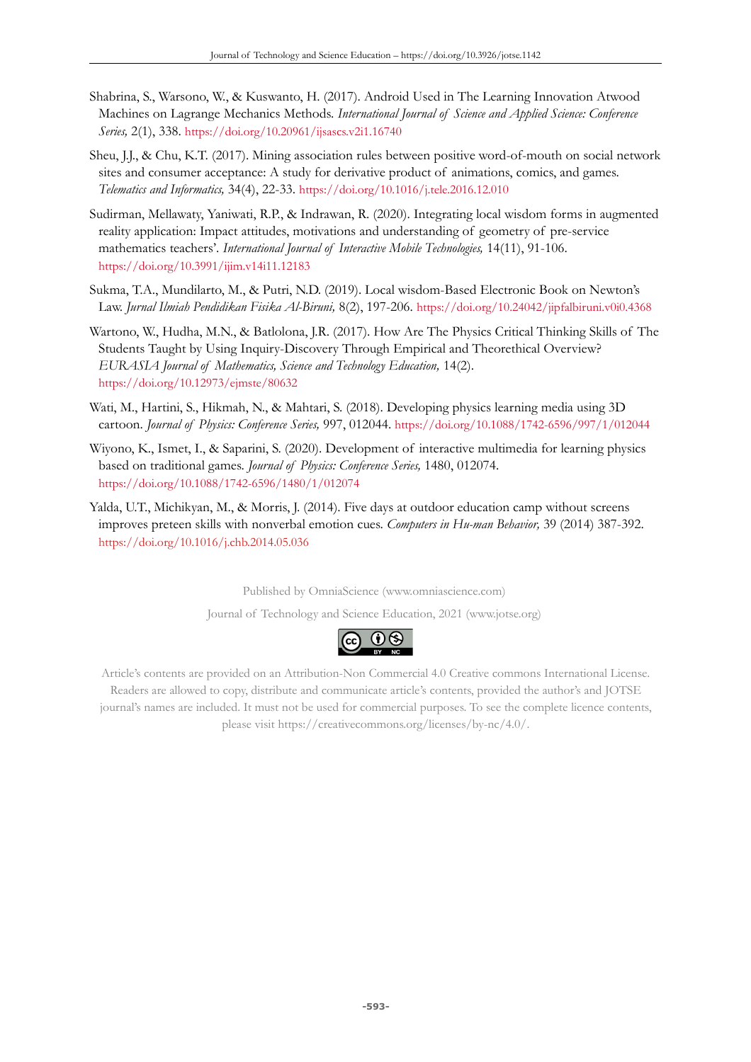Shabrina, S., Warsono, W., & Kuswanto, H. (2017). Android Used in The Learning Innovation Atwood Machines on Lagrange Mechanics Methods. *International Journal of Science and Applied Science: Conference Series,* 2(1), 338. https://doi.org/10.20961/ijsascs.v2i1.16740

Sheu, J.J., & Chu, K.T. (2017). Mining association rules between positive word-of-mouth on social network sites and consumer acceptance: A study for derivative product of animations, comics, and games. *Telematics and Informatics,* 34(4), 22-33. https://doi.org/10.1016/j.tele.2016.12.010

Sudirman, Mellawaty, Yaniwati, R.P., & Indrawan, R. (2020). Integrating local wisdom forms in augmented reality application: Impact attitudes, motivations and understanding of geometry of pre-service mathematics teachers'. *International Journal of Interactive Mobile Technologies,* 14(11), 91-106. https://doi.org/10.3991/ijim.v14i11.12183

Sukma, T.A., Mundilarto, M., & Putri, N.D. (2019). Local wisdom-Based Electronic Book on Newton's Law. *Jurnal Ilmiah Pendidikan Fisika Al-Biruni,* 8(2), 197-206. https://doi.org/10.24042/jipfalbiruni.v0i0.4368

Wartono, W., Hudha, M.N., & Batlolona, J.R. (2017). How Are The Physics Critical Thinking Skills of The Students Taught by Using Inquiry-Discovery Through Empirical and Theoretical Overview? *EURASIA Journal of Mathematics, Science and Technology Education,* 14(2). https://doi.org/10.12973/ejmste/80632

Wati, M., Hartini, S., Hikmah, N., & Mahtari, S. (2018). Developing physics learning media using 3D cartoon. *Journal of Physics: Conference Series,* 997, 012044. https://doi.org/10.1088/1742-6596/997/1/012044

Wiyono, K., Ismet, I., & Saparini, S. (2020). Development of interactive multimedia for learning physics based on traditional games. *Journal of Physics: Conference Series,* 1480, 012074. https://doi.org/10.1088/1742-6596/1480/1/012074

Yalda, U.T., Michikyan, M., & Morris, J. (2014). Five days at outdoor education camp without screens improves preteen skills with nonverbal emotion cues. *Computers in Hu-man Behavior,* 39 (2014) 387-392. https://doi.org/10.1016/j.chb.2014.05.036

Published by OmniaScience (www.omniascience.com)

Journal of Technology and Science Education, 2021 (www.jotse.org)

Article's contents are provided on an Attribution-Non Commercial 4.0 Creative commons International License. Readers are allowed to copy, distribute and communicate article's contents, provided the author's and JOTSE journal's names are included. It must not be used for commercial purposes. To see the complete licence contents, please visit https://creativecommons.org/licenses/by-nc/4.0/.